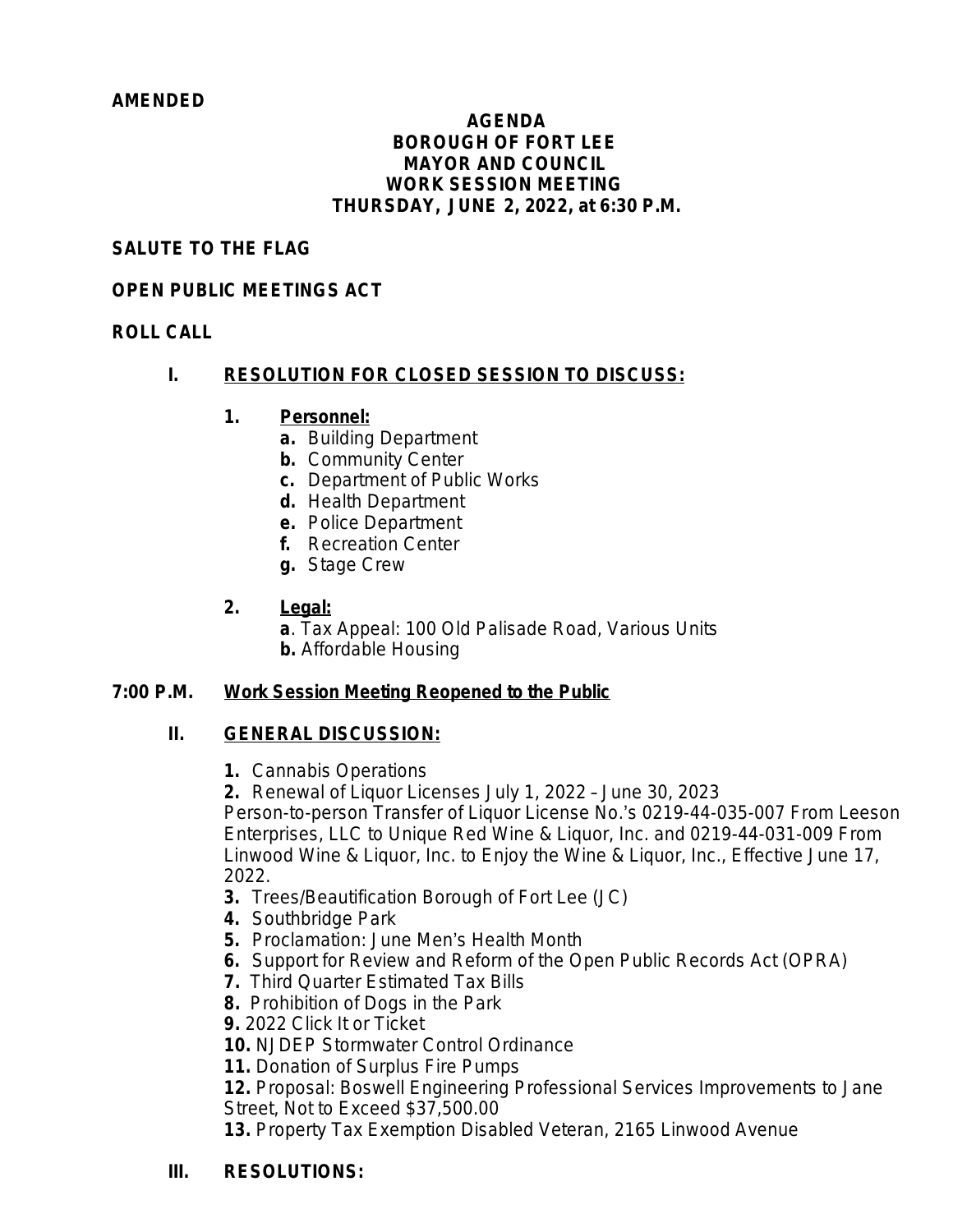**AMENDED**

**AGENDA**
**BOROUGH OF FORT LEE**
**MAYOR AND COUNCIL**
**WORK SESSION MEETING**
**THURSDAY, JUNE 2, 2022, at 6:30 P.M.**

**SALUTE TO THE FLAG**

**OPEN PUBLIC MEETINGS ACT**

**ROLL CALL**

## I. RESOLUTION FOR CLOSED SESSION TO DISCUSS:

1. **Personnel:**
   - **a.** Building Department
   - **b.** Community Center
   - **c.** Department of Public Works
   - **d.** Health Department
   - **e.** Police Department
   - **f.** Recreation Center
   - **g.** Stage Crew

2. **Legal:**
   - **a**. Tax Appeal: 100 Old Palisade Road, Various Units
   - **b.** Affordable Housing

**7:00 P.M. Work Session Meeting Reopened to the Public**

## II. GENERAL DISCUSSION:

**1.** Cannabis Operations
**2.** Renewal of Liquor Licenses July 1, 2022 – June 30, 2023
Person-to-person Transfer of Liquor License No.'s 0219-44-035-007 From Leeson Enterprises, LLC to Unique Red Wine & Liquor, Inc. and 0219-44-031-009 From Linwood Wine & Liquor, Inc. to Enjoy the Wine & Liquor, Inc., Effective June 17, 2022.
**3.** Trees/Beautification Borough of Fort Lee (JC)
**4.** Southbridge Park
**5.** Proclamation: June Men's Health Month
**6.** Support for Review and Reform of the Open Public Records Act (OPRA)
**7.** Third Quarter Estimated Tax Bills
**8.** Prohibition of Dogs in the Park
**9.** 2022 Click It or Ticket
**10.** NJDEP Stormwater Control Ordinance
**11.** Donation of Surplus Fire Pumps
**12.** Proposal: Boswell Engineering Professional Services Improvements to Jane Street, Not to Exceed $37,500.00
**13.** Property Tax Exemption Disabled Veteran, 2165 Linwood Avenue

## III. RESOLUTIONS: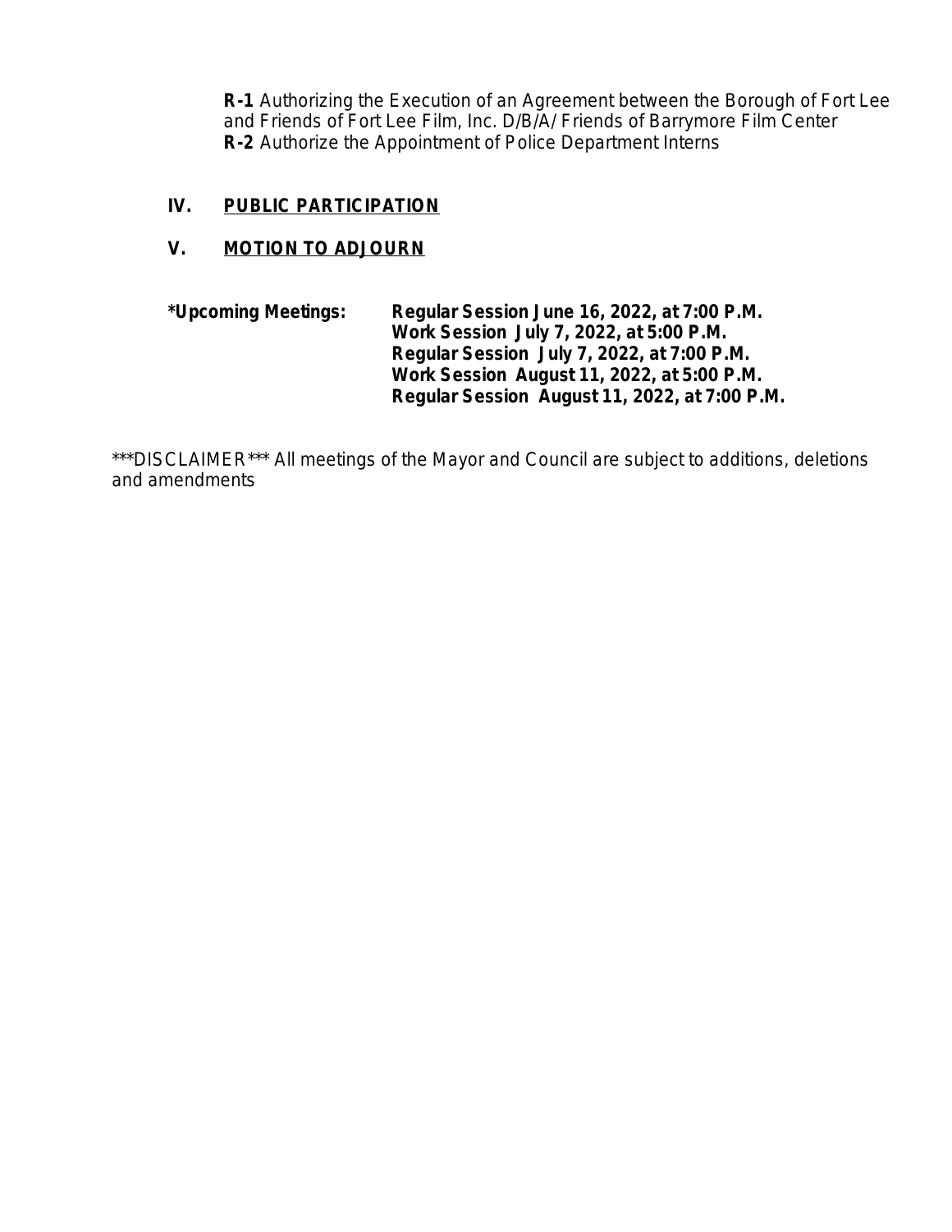**R-1** Authorizing the Execution of an Agreement between the Borough of Fort Lee and Friends of Fort Lee Film, Inc. D/B/A/ Friends of Barrymore Film Center
**R-2** Authorize the Appointment of Police Department Interns

## IV. PUBLIC PARTICIPATION

## V. MOTION TO ADJOURN

**\*Upcoming Meetings:** **Regular Session June 16, 2022, at 7:00 P.M.**
**Work Session July 7, 2022, at 5:00 P.M.**
**Regular Session July 7, 2022, at 7:00 P.M.**
**Work Session August 11, 2022, at 5:00 P.M.**
**Regular Session August 11, 2022, at 7:00 P.M.**

\*\*\*DISCLAIMER\*\*\* All meetings of the Mayor and Council are subject to additions, deletions and amendments